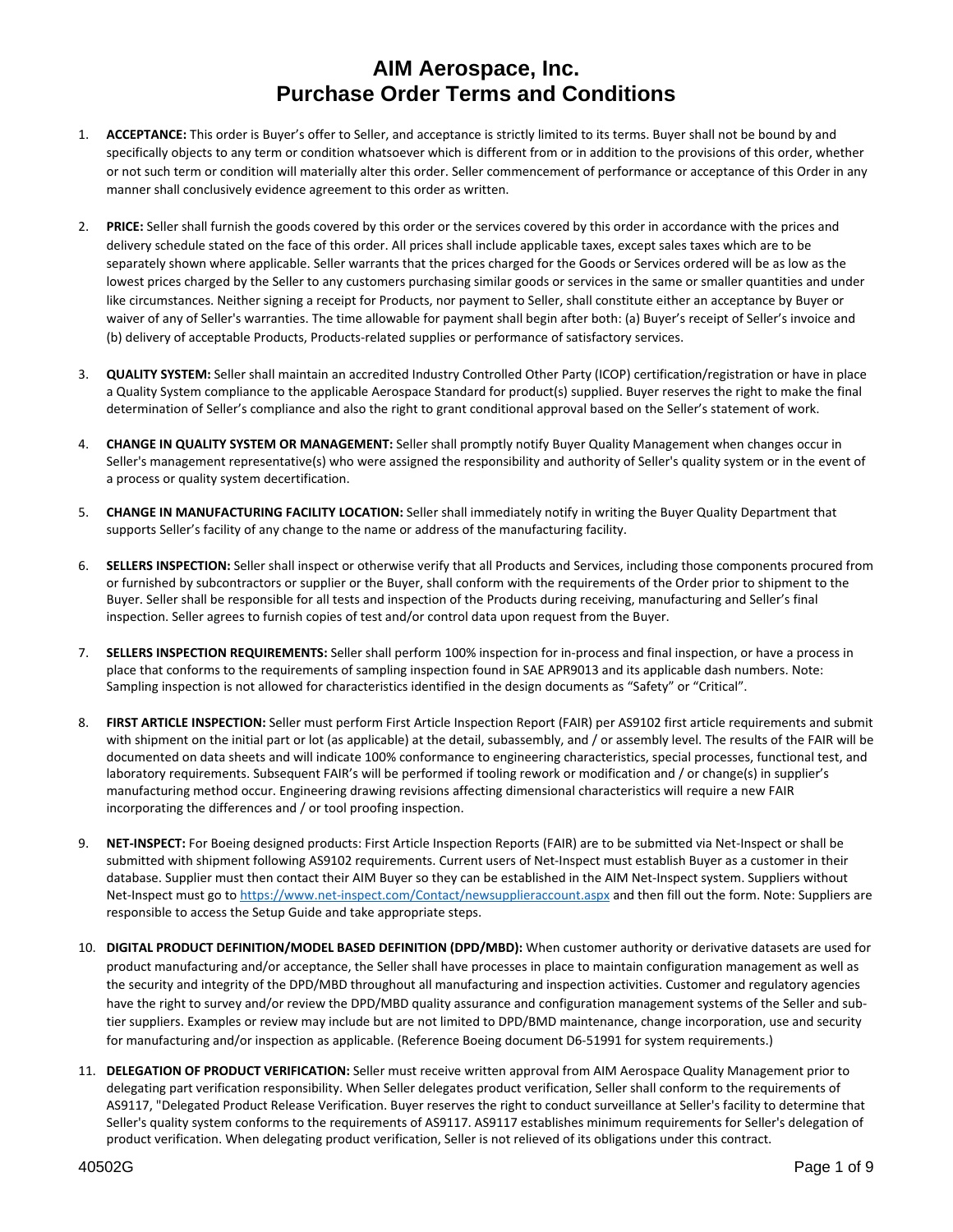# AIM Aerospace, Inc.
# Purchase Order Terms and Conditions

1. **ACCEPTANCE:** This order is Buyer's offer to Seller, and acceptance is strictly limited to its terms. Buyer shall not be bound by and specifically objects to any term or condition whatsoever which is different from or in addition to the provisions of this order, whether or not such term or condition will materially alter this order. Seller commencement of performance or acceptance of this Order in any manner shall conclusively evidence agreement to this order as written.

2. **PRICE:** Seller shall furnish the goods covered by this order or the services covered by this order in accordance with the prices and delivery schedule stated on the face of this order. All prices shall include applicable taxes, except sales taxes which are to be separately shown where applicable. Seller warrants that the prices charged for the Goods or Services ordered will be as low as the lowest prices charged by the Seller to any customers purchasing similar goods or services in the same or smaller quantities and under like circumstances. Neither signing a receipt for Products, nor payment to Seller, shall constitute either an acceptance by Buyer or waiver of any of Seller's warranties. The time allowable for payment shall begin after both: (a) Buyer's receipt of Seller's invoice and (b) delivery of acceptable Products, Products-related supplies or performance of satisfactory services.

3. **QUALITY SYSTEM:** Seller shall maintain an accredited Industry Controlled Other Party (ICOP) certification/registration or have in place a Quality System compliance to the applicable Aerospace Standard for product(s) supplied. Buyer reserves the right to make the final determination of Seller's compliance and also the right to grant conditional approval based on the Seller's statement of work.

4. **CHANGE IN QUALITY SYSTEM OR MANAGEMENT:** Seller shall promptly notify Buyer Quality Management when changes occur in Seller's management representative(s) who were assigned the responsibility and authority of Seller's quality system or in the event of a process or quality system decertification.

5. **CHANGE IN MANUFACTURING FACILITY LOCATION:** Seller shall immediately notify in writing the Buyer Quality Department that supports Seller's facility of any change to the name or address of the manufacturing facility.

6. **SELLERS INSPECTION:** Seller shall inspect or otherwise verify that all Products and Services, including those components procured from or furnished by subcontractors or supplier or the Buyer, shall conform with the requirements of the Order prior to shipment to the Buyer. Seller shall be responsible for all tests and inspection of the Products during receiving, manufacturing and Seller's final inspection. Seller agrees to furnish copies of test and/or control data upon request from the Buyer.

7. **SELLERS INSPECTION REQUIREMENTS:** Seller shall perform 100% inspection for in-process and final inspection, or have a process in place that conforms to the requirements of sampling inspection found in SAE APR9013 and its applicable dash numbers. Note: Sampling inspection is not allowed for characteristics identified in the design documents as "Safety" or "Critical".

8. **FIRST ARTICLE INSPECTION:** Seller must perform First Article Inspection Report (FAIR) per AS9102 first article requirements and submit with shipment on the initial part or lot (as applicable) at the detail, subassembly, and / or assembly level. The results of the FAIR will be documented on data sheets and will indicate 100% conformance to engineering characteristics, special processes, functional test, and laboratory requirements. Subsequent FAIR's will be performed if tooling rework or modification and / or change(s) in supplier's manufacturing method occur. Engineering drawing revisions affecting dimensional characteristics will require a new FAIR incorporating the differences and / or tool proofing inspection.

9. **NET-INSPECT:** For Boeing designed products: First Article Inspection Reports (FAIR) are to be submitted via Net-Inspect or shall be submitted with shipment following AS9102 requirements. Current users of Net-Inspect must establish Buyer as a customer in their database. Supplier must then contact their AIM Buyer so they can be established in the AIM Net-Inspect system. Suppliers without Net-Inspect must go to https://www.net-inspect.com/Contact/newsupplieraccount.aspx and then fill out the form. Note: Suppliers are responsible to access the Setup Guide and take appropriate steps.

10. **DIGITAL PRODUCT DEFINITION/MODEL BASED DEFINITION (DPD/MBD):** When customer authority or derivative datasets are used for product manufacturing and/or acceptance, the Seller shall have processes in place to maintain configuration management as well as the security and integrity of the DPD/MBD throughout all manufacturing and inspection activities. Customer and regulatory agencies have the right to survey and/or review the DPD/MBD quality assurance and configuration management systems of the Seller and sub-tier suppliers. Examples or review may include but are not limited to DPD/BMD maintenance, change incorporation, use and security for manufacturing and/or inspection as applicable. (Reference Boeing document D6-51991 for system requirements.)

11. **DELEGATION OF PRODUCT VERIFICATION:** Seller must receive written approval from AIM Aerospace Quality Management prior to delegating part verification responsibility. When Seller delegates product verification, Seller shall conform to the requirements of AS9117, "Delegated Product Release Verification. Buyer reserves the right to conduct surveillance at Seller's facility to determine that Seller's quality system conforms to the requirements of AS9117. AS9117 establishes minimum requirements for Seller's delegation of product verification. When delegating product verification, Seller is not relieved of its obligations under this contract.

40502G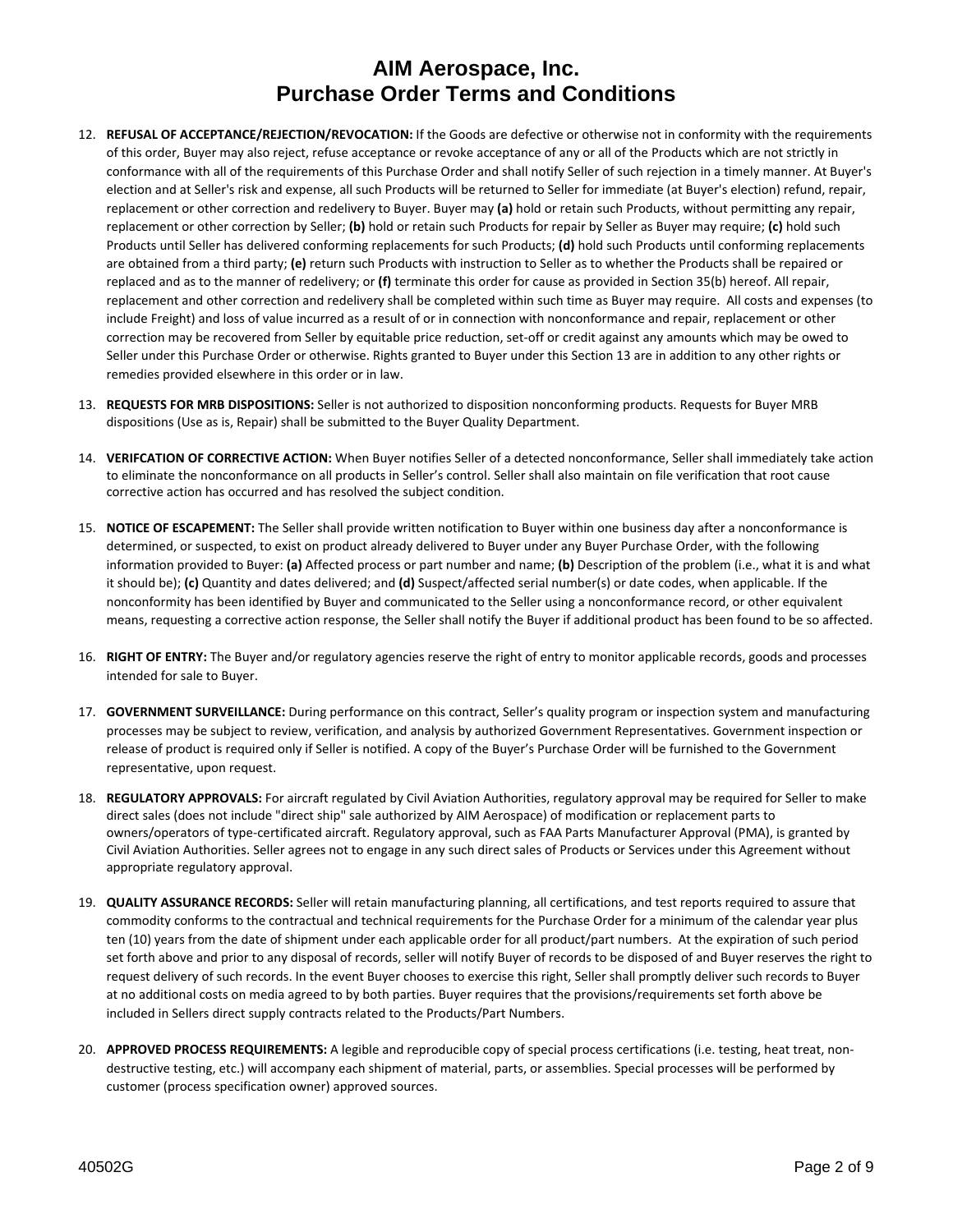# AIM Aerospace, Inc.
# Purchase Order Terms and Conditions

12. **REFUSAL OF ACCEPTANCE/REJECTION/REVOCATION:** If the Goods are defective or otherwise not in conformity with the requirements of this order, Buyer may also reject, refuse acceptance or revoke acceptance of any or all of the Products which are not strictly in conformance with all of the requirements of this Purchase Order and shall notify Seller of such rejection in a timely manner. At Buyer's election and at Seller's risk and expense, all such Products will be returned to Seller for immediate (at Buyer's election) refund, repair, replacement or other correction and redelivery to Buyer. Buyer may **(a)** hold or retain such Products, without permitting any repair, replacement or other correction by Seller; **(b)** hold or retain such Products for repair by Seller as Buyer may require; **(c)** hold such Products until Seller has delivered conforming replacements for such Products; **(d)** hold such Products until conforming replacements are obtained from a third party; **(e)** return such Products with instruction to Seller as to whether the Products shall be repaired or replaced and as to the manner of redelivery; or **(f)** terminate this order for cause as provided in Section 35(b) hereof. All repair, replacement and other correction and redelivery shall be completed within such time as Buyer may require. All costs and expenses (to include Freight) and loss of value incurred as a result of or in connection with nonconformance and repair, replacement or other correction may be recovered from Seller by equitable price reduction, set-off or credit against any amounts which may be owed to Seller under this Purchase Order or otherwise. Rights granted to Buyer under this Section 13 are in addition to any other rights or remedies provided elsewhere in this order or in law.

13. **REQUESTS FOR MRB DISPOSITIONS:** Seller is not authorized to disposition nonconforming products. Requests for Buyer MRB dispositions (Use as is, Repair) shall be submitted to the Buyer Quality Department.

14. **VERIFCATION OF CORRECTIVE ACTION:** When Buyer notifies Seller of a detected nonconformance, Seller shall immediately take action to eliminate the nonconformance on all products in Seller's control. Seller shall also maintain on file verification that root cause corrective action has occurred and has resolved the subject condition.

15. **NOTICE OF ESCAPEMENT:** The Seller shall provide written notification to Buyer within one business day after a nonconformance is determined, or suspected, to exist on product already delivered to Buyer under any Buyer Purchase Order, with the following information provided to Buyer: **(a)** Affected process or part number and name; **(b)** Description of the problem (i.e., what it is and what it should be); **(c)** Quantity and dates delivered; and **(d)** Suspect/affected serial number(s) or date codes, when applicable. If the nonconformity has been identified by Buyer and communicated to the Seller using a nonconformance record, or other equivalent means, requesting a corrective action response, the Seller shall notify the Buyer if additional product has been found to be so affected.

16. **RIGHT OF ENTRY:** The Buyer and/or regulatory agencies reserve the right of entry to monitor applicable records, goods and processes intended for sale to Buyer.

17. **GOVERNMENT SURVEILLANCE:** During performance on this contract, Seller's quality program or inspection system and manufacturing processes may be subject to review, verification, and analysis by authorized Government Representatives. Government inspection or release of product is required only if Seller is notified. A copy of the Buyer's Purchase Order will be furnished to the Government representative, upon request.

18. **REGULATORY APPROVALS:** For aircraft regulated by Civil Aviation Authorities, regulatory approval may be required for Seller to make direct sales (does not include "direct ship" sale authorized by AIM Aerospace) of modification or replacement parts to owners/operators of type-certificated aircraft. Regulatory approval, such as FAA Parts Manufacturer Approval (PMA), is granted by Civil Aviation Authorities. Seller agrees not to engage in any such direct sales of Products or Services under this Agreement without appropriate regulatory approval.

19. **QUALITY ASSURANCE RECORDS:** Seller will retain manufacturing planning, all certifications, and test reports required to assure that commodity conforms to the contractual and technical requirements for the Purchase Order for a minimum of the calendar year plus ten (10) years from the date of shipment under each applicable order for all product/part numbers. At the expiration of such period set forth above and prior to any disposal of records, seller will notify Buyer of records to be disposed of and Buyer reserves the right to request delivery of such records. In the event Buyer chooses to exercise this right, Seller shall promptly deliver such records to Buyer at no additional costs on media agreed to by both parties. Buyer requires that the provisions/requirements set forth above be included in Sellers direct supply contracts related to the Products/Part Numbers.

20. **APPROVED PROCESS REQUIREMENTS:** A legible and reproducible copy of special process certifications (i.e. testing, heat treat, non-destructive testing, etc.) will accompany each shipment of material, parts, or assemblies. Special processes will be performed by customer (process specification owner) approved sources.

40502G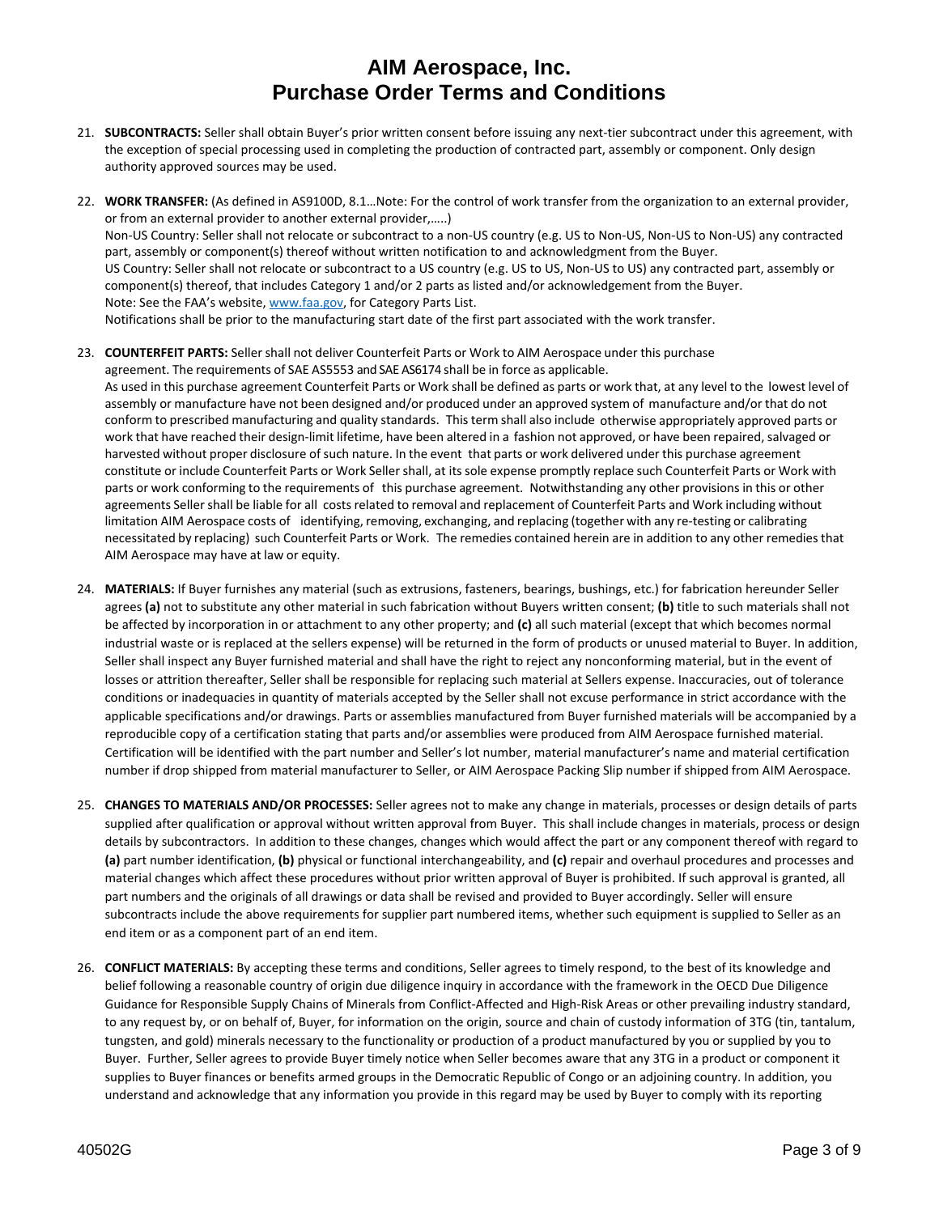# AIM Aerospace, Inc.
# Purchase Order Terms and Conditions

21. **SUBCONTRACTS:** Seller shall obtain Buyer's prior written consent before issuing any next-tier subcontract under this agreement, with the exception of special processing used in completing the production of contracted part, assembly or component. Only design authority approved sources may be used.

22. **WORK TRANSFER:** (As defined in AS9100D, 8.1…Note: For the control of work transfer from the organization to an external provider, or from an external provider to another external provider,…..)
Non-US Country: Seller shall not relocate or subcontract to a non-US country (e.g. US to Non-US, Non-US to Non-US) any contracted part, assembly or component(s) thereof without written notification to and acknowledgment from the Buyer.
US Country: Seller shall not relocate or subcontract to a US country (e.g. US to US, Non-US to US) any contracted part, assembly or component(s) thereof, that includes Category 1 and/or 2 parts as listed and/or acknowledgement from the Buyer.
Note: See the FAA's website, [www.faa.gov](http://www.faa.gov), for Category Parts List.
Notifications shall be prior to the manufacturing start date of the first part associated with the work transfer.

23. **COUNTERFEIT PARTS:** Seller shall not deliver Counterfeit Parts or Work to AIM Aerospace under this purchase agreement. The requirements of SAE AS5553 and SAE AS6174 shall be in force as applicable.
As used in this purchase agreement Counterfeit Parts or Work shall be defined as parts or work that, at any level to the lowest level of assembly or manufacture have not been designed and/or produced under an approved system of manufacture and/or that do not conform to prescribed manufacturing and quality standards. This term shall also include otherwise appropriately approved parts or work that have reached their design-limit lifetime, have been altered in a fashion not approved, or have been repaired, salvaged or harvested without proper disclosure of such nature. In the event that parts or work delivered under this purchase agreement constitute or include Counterfeit Parts or Work Seller shall, at its sole expense promptly replace such Counterfeit Parts or Work with parts or work conforming to the requirements of this purchase agreement. Notwithstanding any other provisions in this or other agreements Seller shall be liable for all costs related to removal and replacement of Counterfeit Parts and Work including without limitation AIM Aerospace costs of identifying, removing, exchanging, and replacing (together with any re-testing or calibrating necessitated by replacing) such Counterfeit Parts or Work. The remedies contained herein are in addition to any other remedies that AIM Aerospace may have at law or equity.

24. **MATERIALS:** If Buyer furnishes any material (such as extrusions, fasteners, bearings, bushings, etc.) for fabrication hereunder Seller agrees **(a)** not to substitute any other material in such fabrication without Buyers written consent; **(b)** title to such materials shall not be affected by incorporation in or attachment to any other property; and **(c)** all such material (except that which becomes normal industrial waste or is replaced at the sellers expense) will be returned in the form of products or unused material to Buyer. In addition, Seller shall inspect any Buyer furnished material and shall have the right to reject any nonconforming material, but in the event of losses or attrition thereafter, Seller shall be responsible for replacing such material at Sellers expense. Inaccuracies, out of tolerance conditions or inadequacies in quantity of materials accepted by the Seller shall not excuse performance in strict accordance with the applicable specifications and/or drawings. Parts or assemblies manufactured from Buyer furnished materials will be accompanied by a reproducible copy of a certification stating that parts and/or assemblies were produced from AIM Aerospace furnished material. Certification will be identified with the part number and Seller's lot number, material manufacturer's name and material certification number if drop shipped from material manufacturer to Seller, or AIM Aerospace Packing Slip number if shipped from AIM Aerospace.

25. **CHANGES TO MATERIALS AND/OR PROCESSES:** Seller agrees not to make any change in materials, processes or design details of parts supplied after qualification or approval without written approval from Buyer. This shall include changes in materials, process or design details by subcontractors. In addition to these changes, changes which would affect the part or any component thereof with regard to **(a)** part number identification, **(b)** physical or functional interchangeability, and **(c)** repair and overhaul procedures and processes and material changes which affect these procedures without prior written approval of Buyer is prohibited. If such approval is granted, all part numbers and the originals of all drawings or data shall be revised and provided to Buyer accordingly. Seller will ensure subcontracts include the above requirements for supplier part numbered items, whether such equipment is supplied to Seller as an end item or as a component part of an end item.

26. **CONFLICT MATERIALS:** By accepting these terms and conditions, Seller agrees to timely respond, to the best of its knowledge and belief following a reasonable country of origin due diligence inquiry in accordance with the framework in the OECD Due Diligence Guidance for Responsible Supply Chains of Minerals from Conflict-Affected and High-Risk Areas or other prevailing industry standard, to any request by, or on behalf of, Buyer, for information on the origin, source and chain of custody information of 3TG (tin, tantalum, tungsten, and gold) minerals necessary to the functionality or production of a product manufactured by you or supplied by you to Buyer. Further, Seller agrees to provide Buyer timely notice when Seller becomes aware that any 3TG in a product or component it supplies to Buyer finances or benefits armed groups in the Democratic Republic of Congo or an adjoining country. In addition, you understand and acknowledge that any information you provide in this regard may be used by Buyer to comply with its reporting

40502G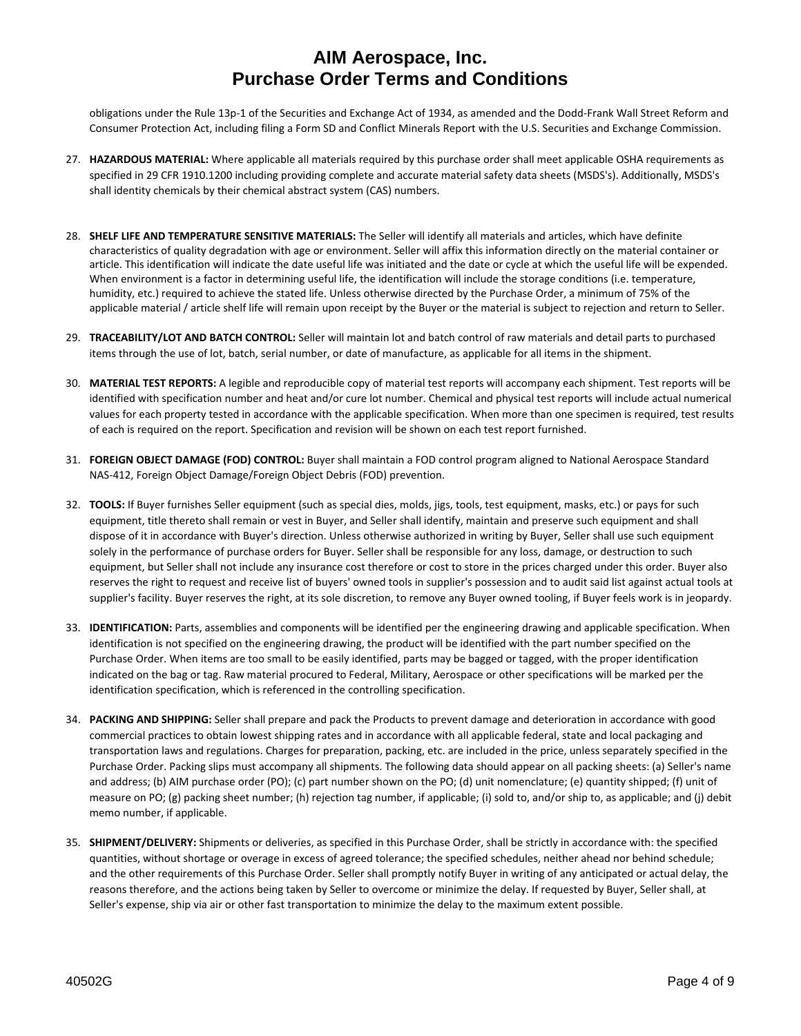obligations under the Rule 13p-1 of the Securities and Exchange Act of 1934, as amended and the Dodd-Frank Wall Street Reform and Consumer Protection Act, including filing a Form SD and Conflict Minerals Report with the U.S. Securities and Exchange Commission.

27. **HAZARDOUS MATERIAL:** Where applicable all materials required by this purchase order shall meet applicable OSHA requirements as specified in 29 CFR 1910.1200 including providing complete and accurate material safety data sheets (MSDS's). Additionally, MSDS's shall identity chemicals by their chemical abstract system (CAS) numbers.

28. **SHELF LIFE AND TEMPERATURE SENSITIVE MATERIALS:** The Seller will identify all materials and articles, which have definite characteristics of quality degradation with age or environment. Seller will affix this information directly on the material container or article. This identification will indicate the date useful life was initiated and the date or cycle at which the useful life will be expended. When environment is a factor in determining useful life, the identification will include the storage conditions (i.e. temperature, humidity, etc.) required to achieve the stated life. Unless otherwise directed by the Purchase Order, a minimum of 75% of the applicable material / article shelf life will remain upon receipt by the Buyer or the material is subject to rejection and return to Seller.

29. **TRACEABILITY/LOT AND BATCH CONTROL:** Seller will maintain lot and batch control of raw materials and detail parts to purchased items through the use of lot, batch, serial number, or date of manufacture, as applicable for all items in the shipment.

30. **MATERIAL TEST REPORTS:** A legible and reproducible copy of material test reports will accompany each shipment. Test reports will be identified with specification number and heat and/or cure lot number. Chemical and physical test reports will include actual numerical values for each property tested in accordance with the applicable specification. When more than one specimen is required, test results of each is required on the report. Specification and revision will be shown on each test report furnished.

31. **FOREIGN OBJECT DAMAGE (FOD) CONTROL:** Buyer shall maintain a FOD control program aligned to National Aerospace Standard NAS-412, Foreign Object Damage/Foreign Object Debris (FOD) prevention.

32. **TOOLS:** If Buyer furnishes Seller equipment (such as special dies, molds, jigs, tools, test equipment, masks, etc.) or pays for such equipment, title thereto shall remain or vest in Buyer, and Seller shall identify, maintain and preserve such equipment and shall dispose of it in accordance with Buyer's direction. Unless otherwise authorized in writing by Buyer, Seller shall use such equipment solely in the performance of purchase orders for Buyer. Seller shall be responsible for any loss, damage, or destruction to such equipment, but Seller shall not include any insurance cost therefore or cost to store in the prices charged under this order. Buyer also reserves the right to request and receive list of buyers' owned tools in supplier's possession and to audit said list against actual tools at supplier's facility. Buyer reserves the right, at its sole discretion, to remove any Buyer owned tooling, if Buyer feels work is in jeopardy.

33. **IDENTIFICATION:** Parts, assemblies and components will be identified per the engineering drawing and applicable specification. When identification is not specified on the engineering drawing, the product will be identified with the part number specified on the Purchase Order. When items are too small to be easily identified, parts may be bagged or tagged, with the proper identification indicated on the bag or tag. Raw material procured to Federal, Military, Aerospace or other specifications will be marked per the identification specification, which is referenced in the controlling specification.

34. **PACKING AND SHIPPING:** Seller shall prepare and pack the Products to prevent damage and deterioration in accordance with good commercial practices to obtain lowest shipping rates and in accordance with all applicable federal, state and local packaging and transportation laws and regulations. Charges for preparation, packing, etc. are included in the price, unless separately specified in the Purchase Order. Packing slips must accompany all shipments. The following data should appear on all packing sheets: (a) Seller's name and address; (b) AIM purchase order (PO); (c) part number shown on the PO; (d) unit nomenclature; (e) quantity shipped; (f) unit of measure on PO; (g) packing sheet number; (h) rejection tag number, if applicable; (i) sold to, and/or ship to, as applicable; and (j) debit memo number, if applicable.

35. **SHIPMENT/DELIVERY:** Shipments or deliveries, as specified in this Purchase Order, shall be strictly in accordance with: the specified quantities, without shortage or overage in excess of agreed tolerance; the specified schedules, neither ahead nor behind schedule; and the other requirements of this Purchase Order. Seller shall promptly notify Buyer in writing of any anticipated or actual delay, the reasons therefore, and the actions being taken by Seller to overcome or minimize the delay. If requested by Buyer, Seller shall, at Seller's expense, ship via air or other fast transportation to minimize the delay to the maximum extent possible.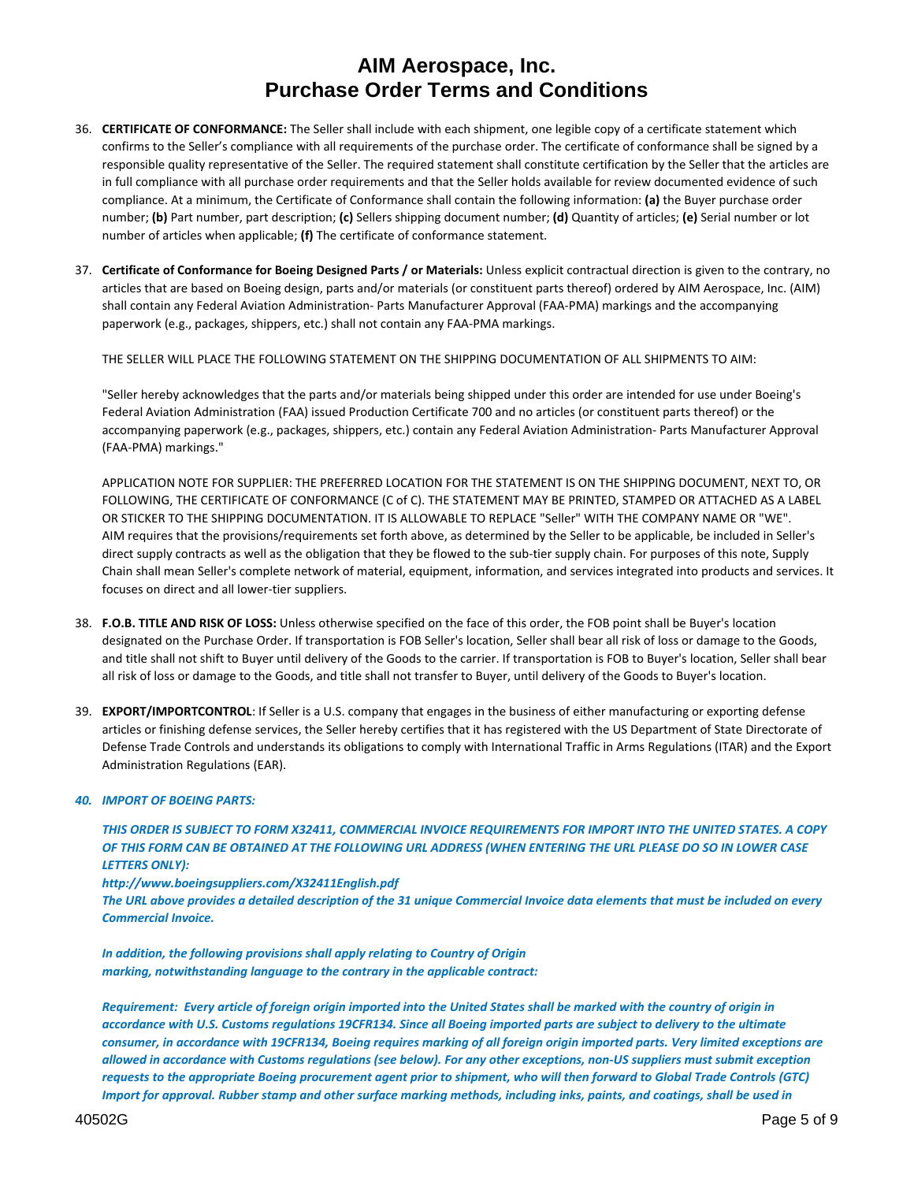# AIM Aerospace, Inc.
# Purchase Order Terms and Conditions

36. **CERTIFICATE OF CONFORMANCE:** The Seller shall include with each shipment, one legible copy of a certificate statement which confirms to the Seller's compliance with all requirements of the purchase order. The certificate of conformance shall be signed by a responsible quality representative of the Seller. The required statement shall constitute certification by the Seller that the articles are in full compliance with all purchase order requirements and that the Seller holds available for review documented evidence of such compliance. At a minimum, the Certificate of Conformance shall contain the following information: **(a)** the Buyer purchase order number; **(b)** Part number, part description; **(c)** Sellers shipping document number; **(d)** Quantity of articles; **(e)** Serial number or lot number of articles when applicable; **(f)** The certificate of conformance statement.

37. **Certificate of Conformance for Boeing Designed Parts / or Materials:** Unless explicit contractual direction is given to the contrary, no articles that are based on Boeing design, parts and/or materials (or constituent parts thereof) ordered by AIM Aerospace, Inc. (AIM) shall contain any Federal Aviation Administration- Parts Manufacturer Approval (FAA-PMA) markings and the accompanying paperwork (e.g., packages, shippers, etc.) shall not contain any FAA-PMA markings.

    THE SELLER WILL PLACE THE FOLLOWING STATEMENT ON THE SHIPPING DOCUMENTATION OF ALL SHIPMENTS TO AIM:

    "Seller hereby acknowledges that the parts and/or materials being shipped under this order are intended for use under Boeing's Federal Aviation Administration (FAA) issued Production Certificate 700 and no articles (or constituent parts thereof) or the accompanying paperwork (e.g., packages, shippers, etc.) contain any Federal Aviation Administration- Parts Manufacturer Approval (FAA-PMA) markings."

    APPLICATION NOTE FOR SUPPLIER: THE PREFERRED LOCATION FOR THE STATEMENT IS ON THE SHIPPING DOCUMENT, NEXT TO, OR FOLLOWING, THE CERTIFICATE OF CONFORMANCE (C of C). THE STATEMENT MAY BE PRINTED, STAMPED OR ATTACHED AS A LABEL OR STICKER TO THE SHIPPING DOCUMENTATION. IT IS ALLOWABLE TO REPLACE "Seller" WITH THE COMPANY NAME OR "WE". AIM requires that the provisions/requirements set forth above, as determined by the Seller to be applicable, be included in Seller's direct supply contracts as well as the obligation that they be flowed to the sub-tier supply chain. For purposes of this note, Supply Chain shall mean Seller's complete network of material, equipment, information, and services integrated into products and services. It focuses on direct and all lower-tier suppliers.

38. **F.O.B. TITLE AND RISK OF LOSS:** Unless otherwise specified on the face of this order, the FOB point shall be Buyer's location designated on the Purchase Order. If transportation is FOB Seller's location, Seller shall bear all risk of loss or damage to the Goods, and title shall not shift to Buyer until delivery of the Goods to the carrier. If transportation is FOB to Buyer's location, Seller shall bear all risk of loss or damage to the Goods, and title shall not transfer to Buyer, until delivery of the Goods to Buyer's location.

39. **EXPORT/IMPORTCONTROL**: If Seller is a U.S. company that engages in the business of either manufacturing or exporting defense articles or finishing defense services, the Seller hereby certifies that it has registered with the US Department of State Directorate of Defense Trade Controls and understands its obligations to comply with International Traffic in Arms Regulations (ITAR) and the Export Administration Regulations (EAR).

40. ***IMPORT OF BOEING PARTS:***

    ***THIS ORDER IS SUBJECT TO FORM X32411, COMMERCIAL INVOICE REQUIREMENTS FOR IMPORT INTO THE UNITED STATES. A COPY OF THIS FORM CAN BE OBTAINED AT THE FOLLOWING URL ADDRESS (WHEN ENTERING THE URL PLEASE DO SO IN LOWER CASE LETTERS ONLY):***
    ***http://www.boeingsuppliers.com/X32411English.pdf***
    ***The URL above provides a detailed description of the 31 unique Commercial Invoice data elements that must be included on every Commercial Invoice.***

    ***In addition, the following provisions shall apply relating to Country of Origin marking, notwithstanding language to the contrary in the applicable contract:***

    ***Requirement: Every article of foreign origin imported into the United States shall be marked with the country of origin in accordance with U.S. Customs regulations 19CFR134. Since all Boeing imported parts are subject to delivery to the ultimate consumer, in accordance with 19CFR134, Boeing requires marking of all foreign origin imported parts. Very limited exceptions are allowed in accordance with Customs regulations (see below). For any other exceptions, non-US suppliers must submit exception requests to the appropriate Boeing procurement agent prior to shipment, who will then forward to Global Trade Controls (GTC) Import for approval. Rubber stamp and other surface marking methods, including inks, paints, and coatings, shall be used in***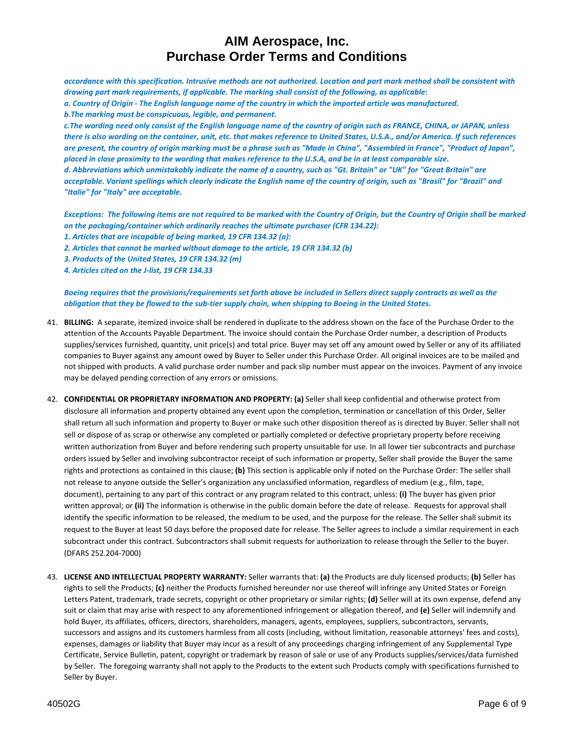***accordance with this specification. Intrusive methods are not authorized. Location and part mark method shall be consistent with drawing part mark requirements, if applicable. The marking shall consist of the following, as applicable:***
***a. Country of Origin - The English language name of the country in which the imported article was manufactured.***
***b.The marking must be conspicuous, legible, and permanent.***
***c.The wording need only consist of the English language name of the country of origin such as FRANCE, CHINA, or JAPAN, unless there is also wording on the container, unit, etc. that makes reference to United States, U.S.A., and/or America. If such references are present, the country of origin marking must be a phrase such as "Made in China", "Assembled in France", "Product of Japan", placed in close proximity to the wording that makes reference to the U.S.A, and be in at least comparable size.***
***d. Abbreviations which unmistakably indicate the name of a country, such as "Gt. Britain" or "UK" for "Great Britain" are acceptable. Variant spellings which clearly indicate the English name of the country of origin, such as "Brasil" for "Brazil" and "Italie" for "Italy" are acceptable.***

***Exceptions: The following items are not required to be marked with the Country of Origin, but the Country of Origin shall be marked on the packaging/container which ordinarily reaches the ultimate purchaser (CFR 134.22):***
***1. Articles that are incapable of being marked, 19 CFR 134.32 (a):***
***2. Articles that cannot be marked without damage to the article, 19 CFR 134.32 (b)***
***3. Products of the United States, 19 CFR 134.32 (m)***
***4. Articles cited on the J-list, 19 CFR 134.33***

***Boeing requires that the provisions/requirements set forth above be included in Sellers direct supply contracts as well as the obligation that they be flowed to the sub-tier supply chain, when shipping to Boeing in the United States.***

41. **BILLING:** A separate, itemized invoice shall be rendered in duplicate to the address shown on the face of the Purchase Order to the attention of the Accounts Payable Department. The invoice should contain the Purchase Order number, a description of Products supplies/services furnished, quantity, unit price(s) and total price. Buyer may set off any amount owed by Seller or any of its affiliated companies to Buyer against any amount owed by Buyer to Seller under this Purchase Order. All original invoices are to be mailed and not shipped with products. A valid purchase order number and pack slip number must appear on the invoices. Payment of any invoice may be delayed pending correction of any errors or omissions.

42. **CONFIDENTIAL OR PROPRIETARY INFORMATION AND PROPERTY: (a)** Seller shall keep confidential and otherwise protect from disclosure all information and property obtained any event upon the completion, termination or cancellation of this Order, Seller shall return all such information and property to Buyer or make such other disposition thereof as is directed by Buyer. Seller shall not sell or dispose of as scrap or otherwise any completed or partially completed or defective proprietary property before receiving written authorization from Buyer and before rendering such property unsuitable for use. In all lower tier subcontracts and purchase orders issued by Seller and involving subcontractor receipt of such information or property, Seller shall provide the Buyer the same rights and protections as contained in this clause; **(b)** This section is applicable only if noted on the Purchase Order: The seller shall not release to anyone outside the Seller's organization any unclassified information, regardless of medium (e.g., film, tape, document), pertaining to any part of this contract or any program related to this contract, unless: **(i)** The buyer has given prior written approval; or **(ii)** The information is otherwise in the public domain before the date of release. Requests for approval shall identify the specific information to be released, the medium to be used, and the purpose for the release. The Seller shall submit its request to the Buyer at least 50 days before the proposed date for release. The Seller agrees to include a similar requirement in each subcontract under this contract. Subcontractors shall submit requests for authorization to release through the Seller to the buyer. (DFARS 252.204-7000)

43. **LICENSE AND INTELLECTUAL PROPERTY WARRANTY:** Seller warrants that: **(a)** the Products are duly licensed products; **(b)** Seller has rights to sell the Products; **(c)** neither the Products furnished hereunder nor use thereof will infringe any United States or Foreign Letters Patent, trademark, trade secrets, copyright or other proprietary or similar rights; **(d)** Seller will at its own expense, defend any suit or claim that may arise with respect to any aforementioned infringement or allegation thereof, and **(e)** Seller will indemnify and hold Buyer, its affiliates, officers, directors, shareholders, managers, agents, employees, suppliers, subcontractors, servants, successors and assigns and its customers harmless from all costs (including, without limitation, reasonable attorneys' fees and costs), expenses, damages or liability that Buyer may incur as a result of any proceedings charging infringement of any Supplemental Type Certificate, Service Bulletin, patent, copyright or trademark by reason of sale or use of any Products supplies/services/data furnished by Seller. The foregoing warranty shall not apply to the Products to the extent such Products comply with specifications furnished to Seller by Buyer.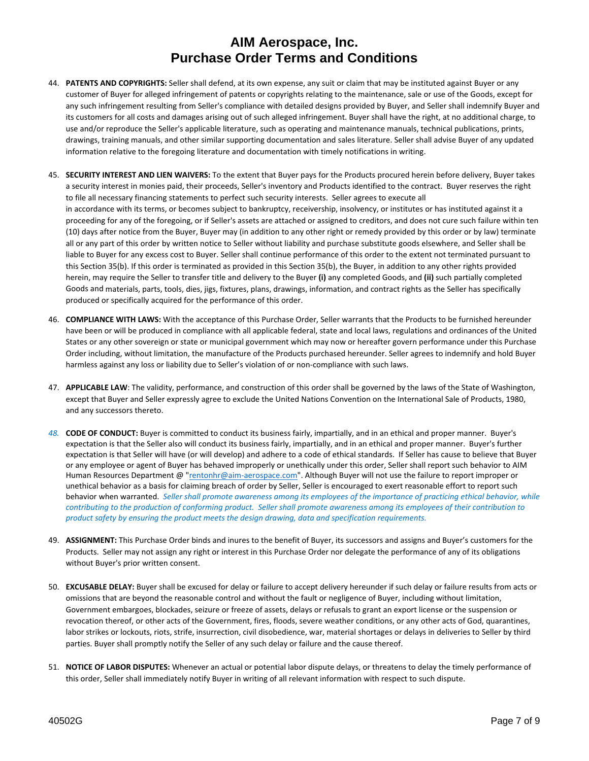# AIM Aerospace, Inc.
# Purchase Order Terms and Conditions

44. **PATENTS AND COPYRIGHTS:** Seller shall defend, at its own expense, any suit or claim that may be instituted against Buyer or any customer of Buyer for alleged infringement of patents or copyrights relating to the maintenance, sale or use of the Goods, except for any such infringement resulting from Seller's compliance with detailed designs provided by Buyer, and Seller shall indemnify Buyer and its customers for all costs and damages arising out of such alleged infringement. Buyer shall have the right, at no additional charge, to use and/or reproduce the Seller's applicable literature, such as operating and maintenance manuals, technical publications, prints, drawings, training manuals, and other similar supporting documentation and sales literature. Seller shall advise Buyer of any updated information relative to the foregoing literature and documentation with timely notifications in writing.

45. **SECURITY INTEREST AND LIEN WAIVERS:** To the extent that Buyer pays for the Products procured herein before delivery, Buyer takes a security interest in monies paid, their proceeds, Seller's inventory and Products identified to the contract. Buyer reserves the right to file all necessary financing statements to perfect such security interests. Seller agrees to execute all
in accordance with its terms, or becomes subject to bankruptcy, receivership, insolvency, or institutes or has instituted against it a proceeding for any of the foregoing, or if Seller's assets are attached or assigned to creditors, and does not cure such failure within ten (10) days after notice from the Buyer, Buyer may (in addition to any other right or remedy provided by this order or by law) terminate all or any part of this order by written notice to Seller without liability and purchase substitute goods elsewhere, and Seller shall be liable to Buyer for any excess cost to Buyer. Seller shall continue performance of this order to the extent not terminated pursuant to this Section 35(b). If this order is terminated as provided in this Section 35(b), the Buyer, in addition to any other rights provided herein, may require the Seller to transfer title and delivery to the Buyer **(i)** any completed Goods, and **(ii)** such partially completed Goods and materials, parts, tools, dies, jigs, fixtures, plans, drawings, information, and contract rights as the Seller has specifically produced or specifically acquired for the performance of this order.

46. **COMPLIANCE WITH LAWS:** With the acceptance of this Purchase Order, Seller warrants that the Products to be furnished hereunder have been or will be produced in compliance with all applicable federal, state and local laws, regulations and ordinances of the United States or any other sovereign or state or municipal government which may now or hereafter govern performance under this Purchase Order including, without limitation, the manufacture of the Products purchased hereunder. Seller agrees to indemnify and hold Buyer harmless against any loss or liability due to Seller's violation of or non-compliance with such laws.

47. **APPLICABLE LAW**: The validity, performance, and construction of this order shall be governed by the laws of the State of Washington, except that Buyer and Seller expressly agree to exclude the United Nations Convention on the International Sale of Products, 1980, and any successors thereto.

*48.* **CODE OF CONDUCT:** Buyer is committed to conduct its business fairly, impartially, and in an ethical and proper manner. Buyer's expectation is that the Seller also will conduct its business fairly, impartially, and in an ethical and proper manner. Buyer's further expectation is that Seller will have (or will develop) and adhere to a code of ethical standards. If Seller has cause to believe that Buyer or any employee or agent of Buyer has behaved improperly or unethically under this order, Seller shall report such behavior to AIM Human Resources Department @ "rentonhr@aim-aerospace.com". Although Buyer will not use the failure to report improper or unethical behavior as a basis for claiming breach of order by Seller, Seller is encouraged to exert reasonable effort to report such behavior when warranted. *Seller shall promote awareness among its employees of the importance of practicing ethical behavior, while contributing to the production of conforming product. Seller shall promote awareness among its employees of their contribution to product safety by ensuring the product meets the design drawing, data and specification requirements.*

49. **ASSIGNMENT:** This Purchase Order binds and inures to the benefit of Buyer, its successors and assigns and Buyer's customers for the Products. Seller may not assign any right or interest in this Purchase Order nor delegate the performance of any of its obligations without Buyer's prior written consent.

50. **EXCUSABLE DELAY:** Buyer shall be excused for delay or failure to accept delivery hereunder if such delay or failure results from acts or omissions that are beyond the reasonable control and without the fault or negligence of Buyer, including without limitation, Government embargoes, blockades, seizure or freeze of assets, delays or refusals to grant an export license or the suspension or revocation thereof, or other acts of the Government, fires, floods, severe weather conditions, or any other acts of God, quarantines, labor strikes or lockouts, riots, strife, insurrection, civil disobedience, war, material shortages or delays in deliveries to Seller by third parties. Buyer shall promptly notify the Seller of any such delay or failure and the cause thereof.

51. **NOTICE OF LABOR DISPUTES:** Whenever an actual or potential labor dispute delays, or threatens to delay the timely performance of this order, Seller shall immediately notify Buyer in writing of all relevant information with respect to such dispute.

40502G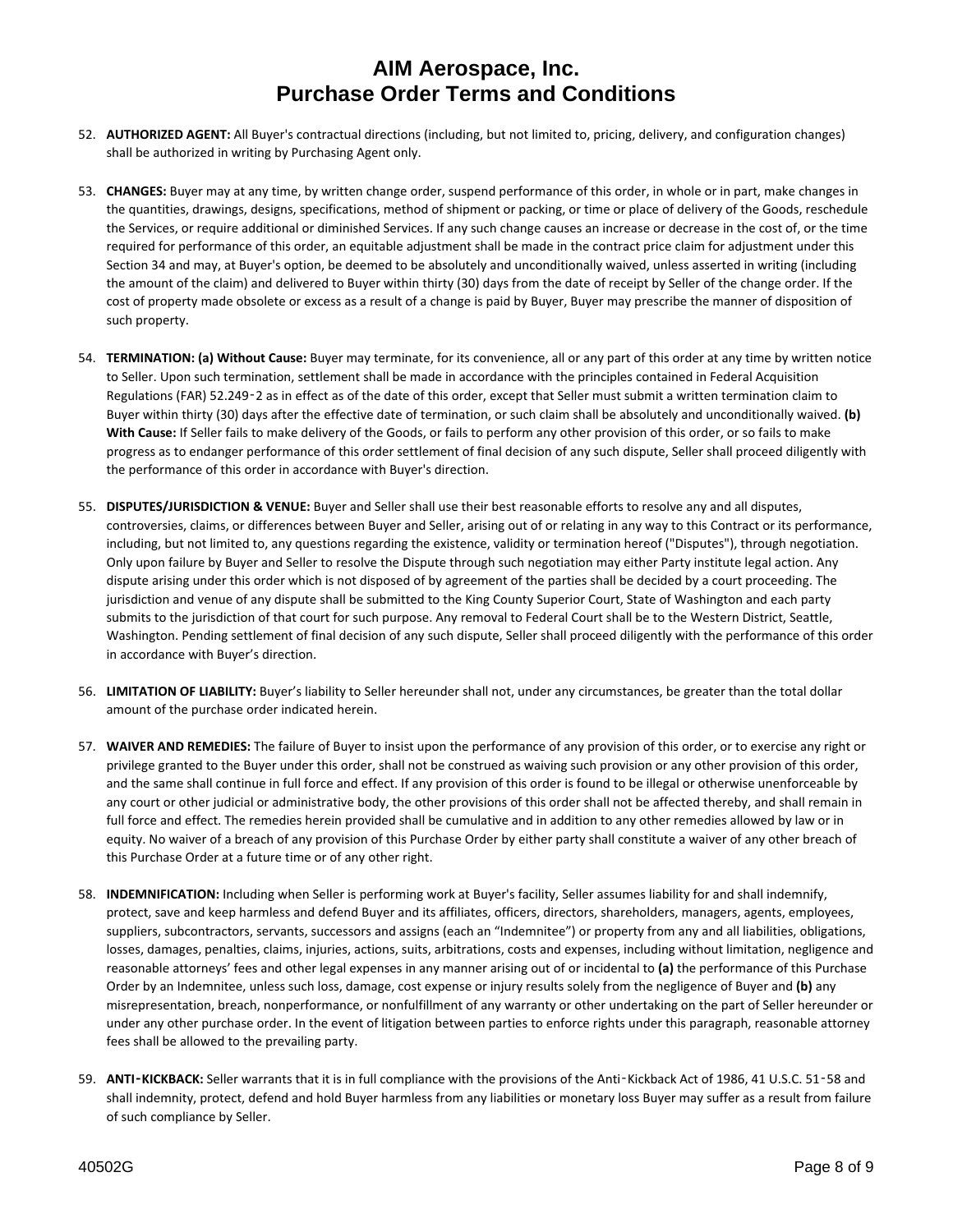# AIM Aerospace, Inc.
# Purchase Order Terms and Conditions

52. **AUTHORIZED AGENT:** All Buyer's contractual directions (including, but not limited to, pricing, delivery, and configuration changes) shall be authorized in writing by Purchasing Agent only.

53. **CHANGES:** Buyer may at any time, by written change order, suspend performance of this order, in whole or in part, make changes in the quantities, drawings, designs, specifications, method of shipment or packing, or time or place of delivery of the Goods, reschedule the Services, or require additional or diminished Services. If any such change causes an increase or decrease in the cost of, or the time required for performance of this order, an equitable adjustment shall be made in the contract price claim for adjustment under this Section 34 and may, at Buyer's option, be deemed to be absolutely and unconditionally waived, unless asserted in writing (including the amount of the claim) and delivered to Buyer within thirty (30) days from the date of receipt by Seller of the change order. If the cost of property made obsolete or excess as a result of a change is paid by Buyer, Buyer may prescribe the manner of disposition of such property.

54. **TERMINATION: (a) Without Cause:** Buyer may terminate, for its convenience, all or any part of this order at any time by written notice to Seller. Upon such termination, settlement shall be made in accordance with the principles contained in Federal Acquisition Regulations (FAR) 52.249‐2 as in effect as of the date of this order, except that Seller must submit a written termination claim to Buyer within thirty (30) days after the effective date of termination, or such claim shall be absolutely and unconditionally waived. **(b) With Cause:** If Seller fails to make delivery of the Goods, or fails to perform any other provision of this order, or so fails to make progress as to endanger performance of this order settlement of final decision of any such dispute, Seller shall proceed diligently with the performance of this order in accordance with Buyer's direction.

55. **DISPUTES/JURISDICTION & VENUE:** Buyer and Seller shall use their best reasonable efforts to resolve any and all disputes, controversies, claims, or differences between Buyer and Seller, arising out of or relating in any way to this Contract or its performance, including, but not limited to, any questions regarding the existence, validity or termination hereof ("Disputes"), through negotiation. Only upon failure by Buyer and Seller to resolve the Dispute through such negotiation may either Party institute legal action. Any dispute arising under this order which is not disposed of by agreement of the parties shall be decided by a court proceeding. The jurisdiction and venue of any dispute shall be submitted to the King County Superior Court, State of Washington and each party submits to the jurisdiction of that court for such purpose. Any removal to Federal Court shall be to the Western District, Seattle, Washington. Pending settlement of final decision of any such dispute, Seller shall proceed diligently with the performance of this order in accordance with Buyer's direction.

56. **LIMITATION OF LIABILITY:** Buyer's liability to Seller hereunder shall not, under any circumstances, be greater than the total dollar amount of the purchase order indicated herein.

57. **WAIVER AND REMEDIES:** The failure of Buyer to insist upon the performance of any provision of this order, or to exercise any right or privilege granted to the Buyer under this order, shall not be construed as waiving such provision or any other provision of this order, and the same shall continue in full force and effect. If any provision of this order is found to be illegal or otherwise unenforceable by any court or other judicial or administrative body, the other provisions of this order shall not be affected thereby, and shall remain in full force and effect. The remedies herein provided shall be cumulative and in addition to any other remedies allowed by law or in equity. No waiver of a breach of any provision of this Purchase Order by either party shall constitute a waiver of any other breach of this Purchase Order at a future time or of any other right.

58. **INDEMNIFICATION:** Including when Seller is performing work at Buyer's facility, Seller assumes liability for and shall indemnify, protect, save and keep harmless and defend Buyer and its affiliates, officers, directors, shareholders, managers, agents, employees, suppliers, subcontractors, servants, successors and assigns (each an "Indemnitee") or property from any and all liabilities, obligations, losses, damages, penalties, claims, injuries, actions, suits, arbitrations, costs and expenses, including without limitation, negligence and reasonable attorneys' fees and other legal expenses in any manner arising out of or incidental to **(a)** the performance of this Purchase Order by an Indemnitee, unless such loss, damage, cost expense or injury results solely from the negligence of Buyer and **(b)** any misrepresentation, breach, nonperformance, or nonfulfillment of any warranty or other undertaking on the part of Seller hereunder or under any other purchase order. In the event of litigation between parties to enforce rights under this paragraph, reasonable attorney fees shall be allowed to the prevailing party.

59. **ANTI‐KICKBACK:** Seller warrants that it is in full compliance with the provisions of the Anti‐Kickback Act of 1986, 41 U.S.C. 51‐58 and shall indemnity, protect, defend and hold Buyer harmless from any liabilities or monetary loss Buyer may suffer as a result from failure of such compliance by Seller.

40502G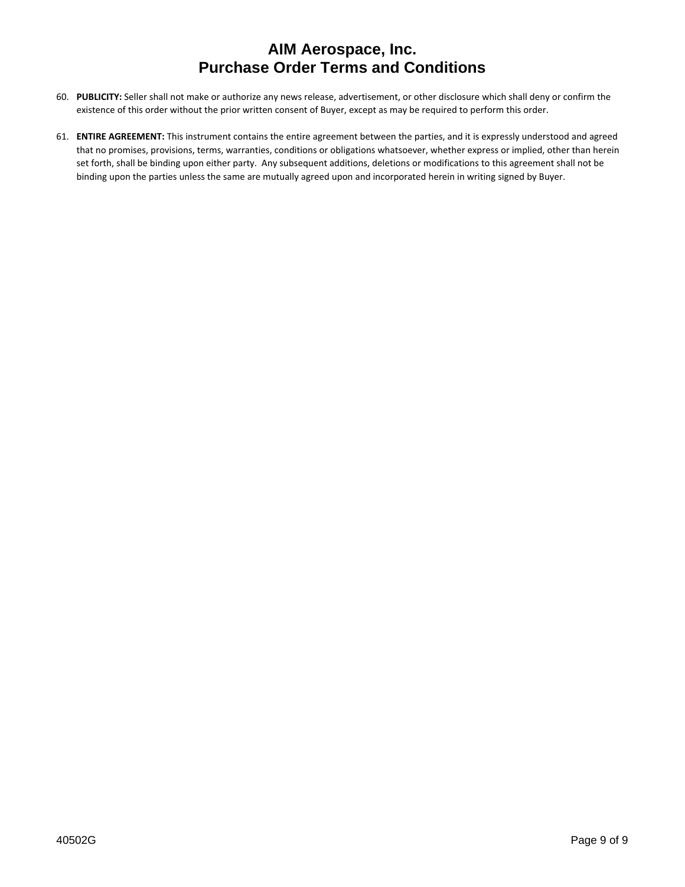60. **PUBLICITY:** Seller shall not make or authorize any news release, advertisement, or other disclosure which shall deny or confirm the existence of this order without the prior written consent of Buyer, except as may be required to perform this order.

61. **ENTIRE AGREEMENT:** This instrument contains the entire agreement between the parties, and it is expressly understood and agreed that no promises, provisions, terms, warranties, conditions or obligations whatsoever, whether express or implied, other than herein set forth, shall be binding upon either party. Any subsequent additions, deletions or modifications to this agreement shall not be binding upon the parties unless the same are mutually agreed upon and incorporated herein in writing signed by Buyer.